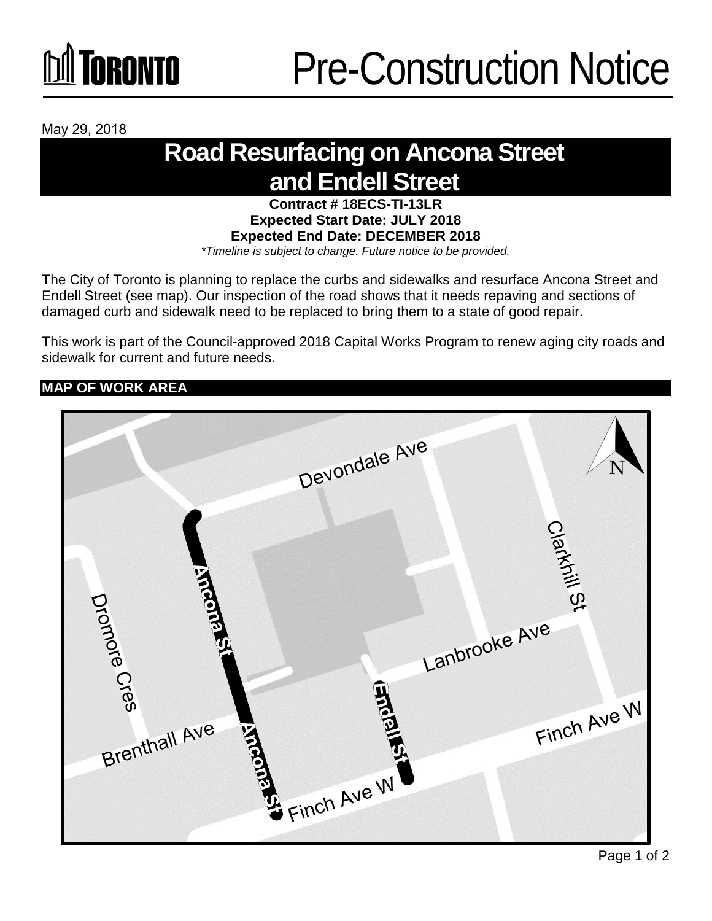# Pre-Construction Notice

May 29, 2018

## Road Resurfacing on Ancona Street and Endell Street

**Contract # 18ECS-TI-13LR**
**Expected Start Date: JULY 2018**
**Expected End Date: DECEMBER 2018**
*\*Timeline is subject to change. Future notice to be provided.*

The City of Toronto is planning to replace the curbs and sidewalks and resurface Ancona Street and Endell Street (see map). Our inspection of the road shows that it needs repaving and sections of damaged curb and sidewalk need to be replaced to bring them to a state of good repair.

This work is part of the Council-approved 2018 Capital Works Program to renew aging city roads and sidewalk for current and future needs.

### MAP OF WORK AREA

Devondale Ave
Clarkhill St
Ancona St
Dromore Cres
Lanbrooke Ave
Endell St
Brenthall Ave
Finch Ave W
N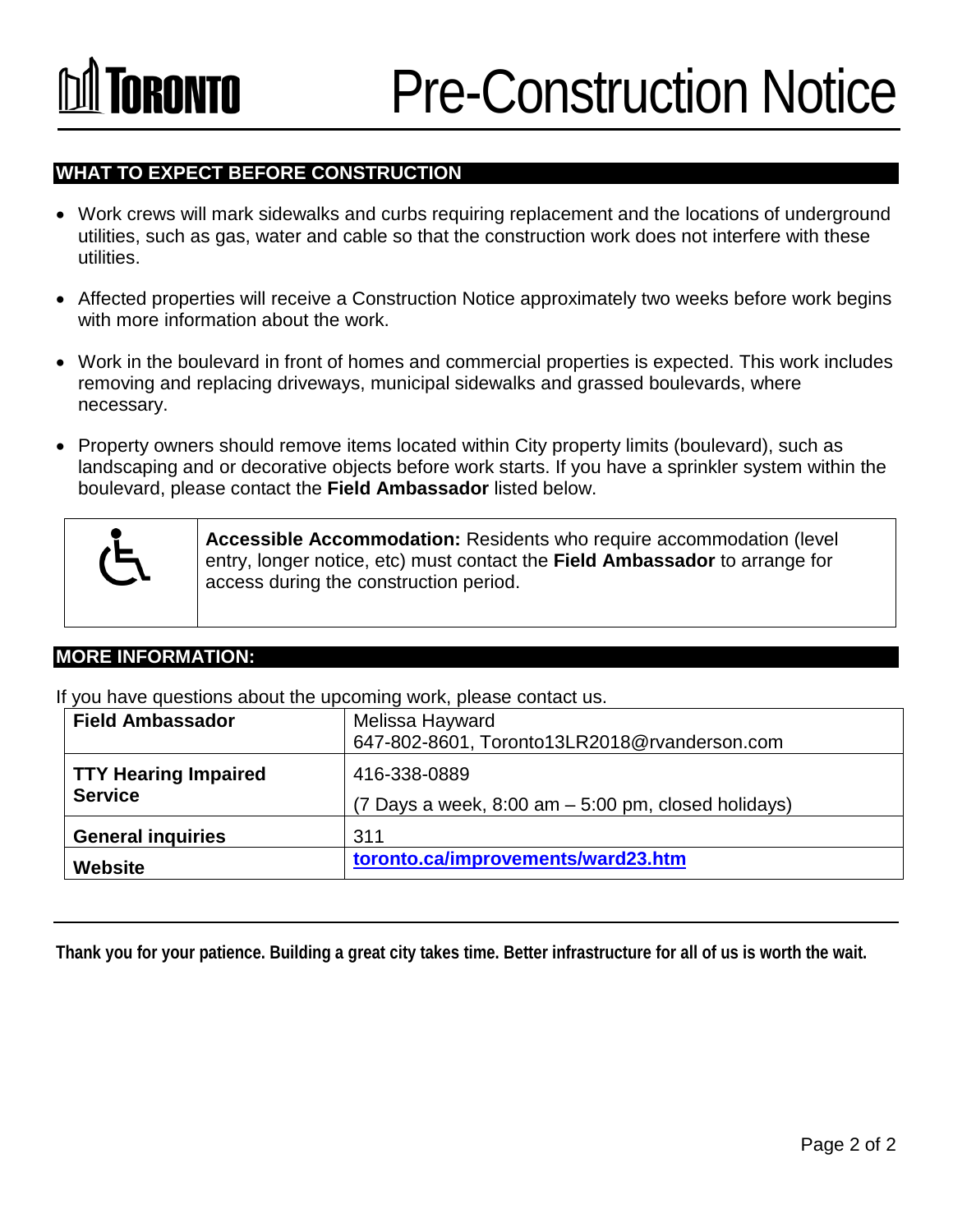# TORONTO Pre-Construction Notice

## WHAT TO EXPECT BEFORE CONSTRUCTION

- Work crews will mark sidewalks and curbs requiring replacement and the locations of underground utilities, such as gas, water and cable so that the construction work does not interfere with these utilities.
- Affected properties will receive a Construction Notice approximately two weeks before work begins with more information about the work.
- Work in the boulevard in front of homes and commercial properties is expected. This work includes removing and replacing driveways, municipal sidewalks and grassed boulevards, where necessary.
- Property owners should remove items located within City property limits (boulevard), such as landscaping and or decorative objects before work starts. If you have a sprinkler system within the boulevard, please contact the **Field Ambassador** listed below.

**Accessible Accommodation:** Residents who require accommodation (level entry, longer notice, etc) must contact the **Field Ambassador** to arrange for access during the construction period.

## MORE INFORMATION:

If you have questions about the upcoming work, please contact us.

| | |
|---|---|
| **Field Ambassador** | Melissa Hayward<br>647-802-8601, Toronto13LR2018@rvanderson.com |
| **TTY Hearing Impaired Service** | 416-338-0889<br>(7 Days a week, 8:00 am – 5:00 pm, closed holidays) |
| **General inquiries** | 311 |
| **Website** | **toronto.ca/improvements/ward23.htm** |

**Thank you for your patience. Building a great city takes time. Better infrastructure for all of us is worth the wait.**